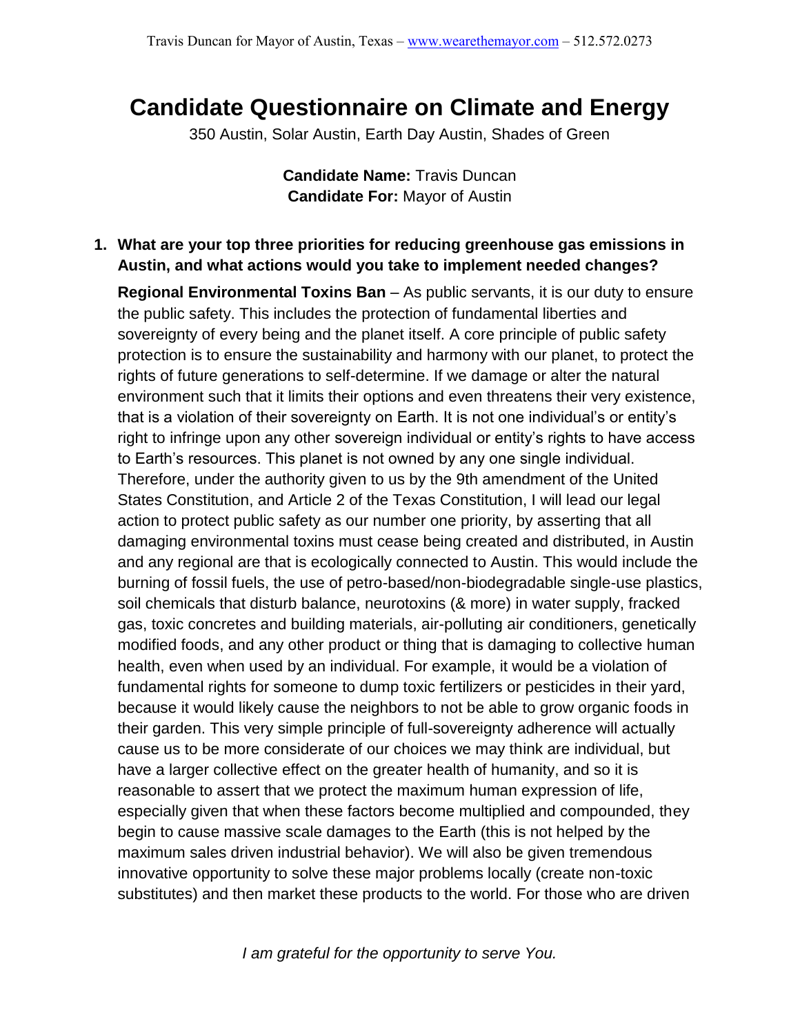# Candidate Questionnaire on Climate and Energy

350 Austin, Solar Austin, Earth Day Austin, Shades of Green

**Candidate Name:** Travis Duncan
**Candidate For:** Mayor of Austin

1. **What are your top three priorities for reducing greenhouse gas emissions in Austin, and what actions would you take to implement needed changes?**

   **Regional Environmental Toxins Ban** – As public servants, it is our duty to ensure the public safety. This includes the protection of fundamental liberties and sovereignty of every being and the planet itself. A core principle of public safety protection is to ensure the sustainability and harmony with our planet, to protect the rights of future generations to self-determine. If we damage or alter the natural environment such that it limits their options and even threatens their very existence, that is a violation of their sovereignty on Earth. It is not one individual's or entity's right to infringe upon any other sovereign individual or entity's rights to have access to Earth's resources. This planet is not owned by any one single individual. Therefore, under the authority given to us by the 9th amendment of the United States Constitution, and Article 2 of the Texas Constitution, I will lead our legal action to protect public safety as our number one priority, by asserting that all damaging environmental toxins must cease being created and distributed, in Austin and any regional are that is ecologically connected to Austin. This would include the burning of fossil fuels, the use of petro-based/non-biodegradable single-use plastics, soil chemicals that disturb balance, neurotoxins (& more) in water supply, fracked gas, toxic concretes and building materials, air-polluting air conditioners, genetically modified foods, and any other product or thing that is damaging to collective human health, even when used by an individual. For example, it would be a violation of fundamental rights for someone to dump toxic fertilizers or pesticides in their yard, because it would likely cause the neighbors to not be able to grow organic foods in their garden. This very simple principle of full-sovereignty adherence will actually cause us to be more considerate of our choices we may think are individual, but have a larger collective effect on the greater health of humanity, and so it is reasonable to assert that we protect the maximum human expression of life, especially given that when these factors become multiplied and compounded, they begin to cause massive scale damages to the Earth (this is not helped by the maximum sales driven industrial behavior). We will also be given tremendous innovative opportunity to solve these major problems locally (create non-toxic substitutes) and then market these products to the world. For those who are driven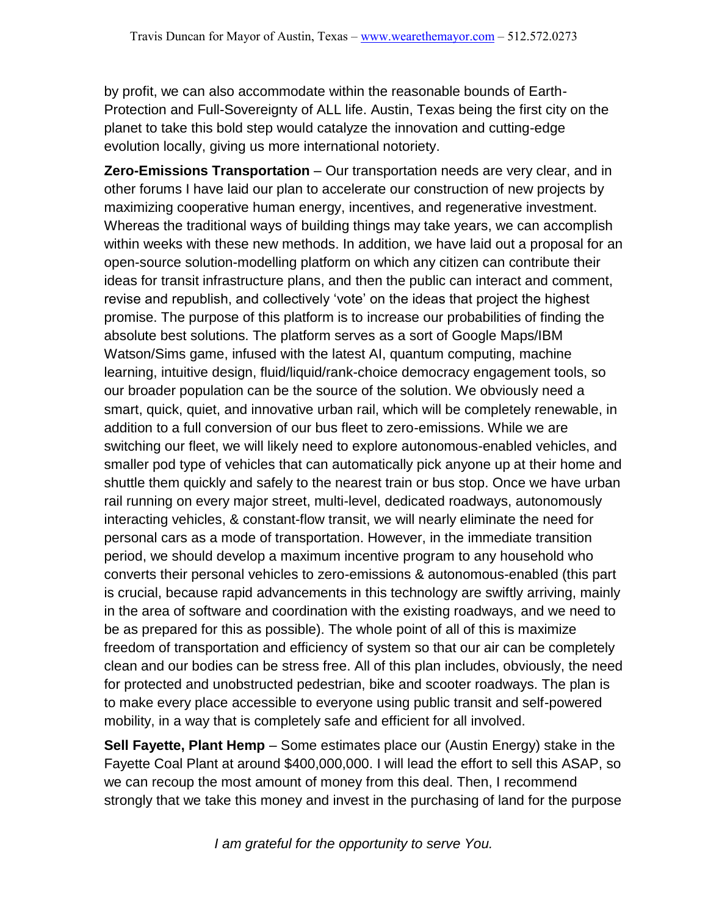by profit, we can also accommodate within the reasonable bounds of Earth-Protection and Full-Sovereignty of ALL life. Austin, Texas being the first city on the planet to take this bold step would catalyze the innovation and cutting-edge evolution locally, giving us more international notoriety.

**Zero-Emissions Transportation** – Our transportation needs are very clear, and in other forums I have laid our plan to accelerate our construction of new projects by maximizing cooperative human energy, incentives, and regenerative investment. Whereas the traditional ways of building things may take years, we can accomplish within weeks with these new methods. In addition, we have laid out a proposal for an open-source solution-modelling platform on which any citizen can contribute their ideas for transit infrastructure plans, and then the public can interact and comment, revise and republish, and collectively 'vote' on the ideas that project the highest promise. The purpose of this platform is to increase our probabilities of finding the absolute best solutions. The platform serves as a sort of Google Maps/IBM Watson/Sims game, infused with the latest AI, quantum computing, machine learning, intuitive design, fluid/liquid/rank-choice democracy engagement tools, so our broader population can be the source of the solution. We obviously need a smart, quick, quiet, and innovative urban rail, which will be completely renewable, in addition to a full conversion of our bus fleet to zero-emissions. While we are switching our fleet, we will likely need to explore autonomous-enabled vehicles, and smaller pod type of vehicles that can automatically pick anyone up at their home and shuttle them quickly and safely to the nearest train or bus stop. Once we have urban rail running on every major street, multi-level, dedicated roadways, autonomously interacting vehicles, & constant-flow transit, we will nearly eliminate the need for personal cars as a mode of transportation. However, in the immediate transition period, we should develop a maximum incentive program to any household who converts their personal vehicles to zero-emissions & autonomous-enabled (this part is crucial, because rapid advancements in this technology are swiftly arriving, mainly in the area of software and coordination with the existing roadways, and we need to be as prepared for this as possible). The whole point of all of this is maximize freedom of transportation and efficiency of system so that our air can be completely clean and our bodies can be stress free. All of this plan includes, obviously, the need for protected and unobstructed pedestrian, bike and scooter roadways. The plan is to make every place accessible to everyone using public transit and self-powered mobility, in a way that is completely safe and efficient for all involved.

**Sell Fayette, Plant Hemp** – Some estimates place our (Austin Energy) stake in the Fayette Coal Plant at around $400,000,000. I will lead the effort to sell this ASAP, so we can recoup the most amount of money from this deal. Then, I recommend strongly that we take this money and invest in the purchasing of land for the purpose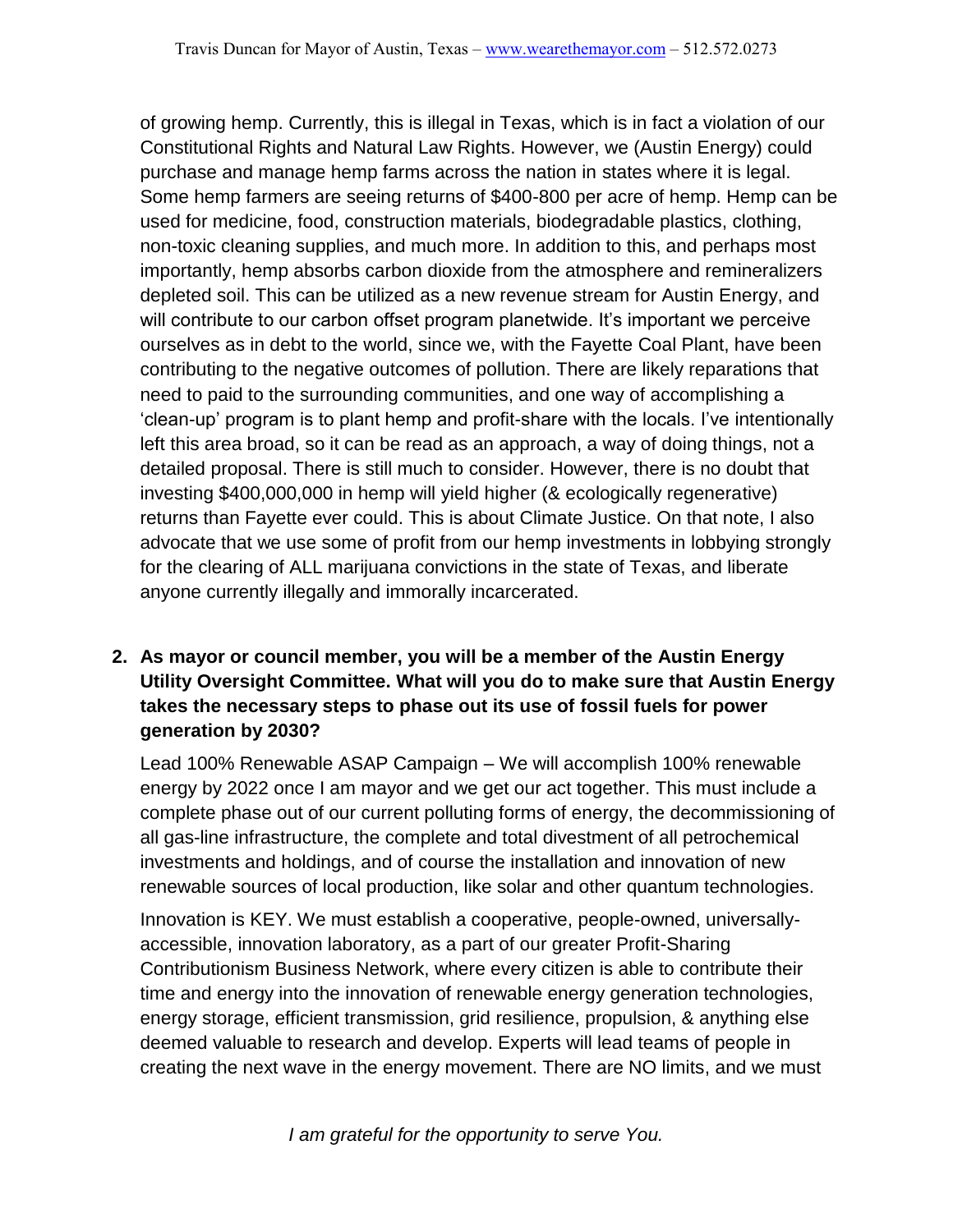of growing hemp. Currently, this is illegal in Texas, which is in fact a violation of our Constitutional Rights and Natural Law Rights. However, we (Austin Energy) could purchase and manage hemp farms across the nation in states where it is legal. Some hemp farmers are seeing returns of $400-800 per acre of hemp. Hemp can be used for medicine, food, construction materials, biodegradable plastics, clothing, non-toxic cleaning supplies, and much more. In addition to this, and perhaps most importantly, hemp absorbs carbon dioxide from the atmosphere and remineralizers depleted soil. This can be utilized as a new revenue stream for Austin Energy, and will contribute to our carbon offset program planetwide. It's important we perceive ourselves as in debt to the world, since we, with the Fayette Coal Plant, have been contributing to the negative outcomes of pollution. There are likely reparations that need to paid to the surrounding communities, and one way of accomplishing a 'clean-up' program is to plant hemp and profit-share with the locals. I've intentionally left this area broad, so it can be read as an approach, a way of doing things, not a detailed proposal. There is still much to consider. However, there is no doubt that investing $400,000,000 in hemp will yield higher (& ecologically regenerative) returns than Fayette ever could. This is about Climate Justice. On that note, I also advocate that we use some of profit from our hemp investments in lobbying strongly for the clearing of ALL marijuana convictions in the state of Texas, and liberate anyone currently illegally and immorally incarcerated.

2. **As mayor or council member, you will be a member of the Austin Energy Utility Oversight Committee. What will you do to make sure that Austin Energy takes the necessary steps to phase out its use of fossil fuels for power generation by 2030?**

   Lead 100% Renewable ASAP Campaign – We will accomplish 100% renewable energy by 2022 once I am mayor and we get our act together. This must include a complete phase out of our current polluting forms of energy, the decommissioning of all gas-line infrastructure, the complete and total divestment of all petrochemical investments and holdings, and of course the installation and innovation of new renewable sources of local production, like solar and other quantum technologies.

   Innovation is KEY. We must establish a cooperative, people-owned, universally-accessible, innovation laboratory, as a part of our greater Profit-Sharing Contributionism Business Network, where every citizen is able to contribute their time and energy into the innovation of renewable energy generation technologies, energy storage, efficient transmission, grid resilience, propulsion, & anything else deemed valuable to research and develop. Experts will lead teams of people in creating the next wave in the energy movement. There are NO limits, and we must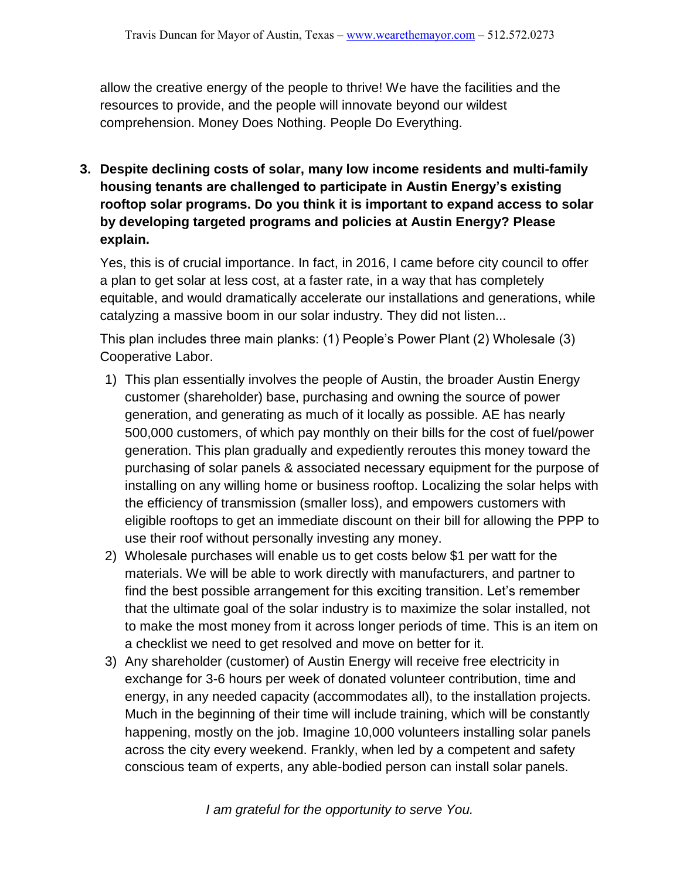allow the creative energy of the people to thrive! We have the facilities and the resources to provide, and the people will innovate beyond our wildest comprehension. Money Does Nothing. People Do Everything.

**3. Despite declining costs of solar, many low income residents and multi-family housing tenants are challenged to participate in Austin Energy's existing rooftop solar programs. Do you think it is important to expand access to solar by developing targeted programs and policies at Austin Energy? Please explain.**

Yes, this is of crucial importance. In fact, in 2016, I came before city council to offer a plan to get solar at less cost, at a faster rate, in a way that has completely equitable, and would dramatically accelerate our installations and generations, while catalyzing a massive boom in our solar industry. They did not listen...

This plan includes three main planks: (1) People's Power Plant (2) Wholesale (3) Cooperative Labor.

1) This plan essentially involves the people of Austin, the broader Austin Energy customer (shareholder) base, purchasing and owning the source of power generation, and generating as much of it locally as possible. AE has nearly 500,000 customers, of which pay monthly on their bills for the cost of fuel/power generation. This plan gradually and expediently reroutes this money toward the purchasing of solar panels & associated necessary equipment for the purpose of installing on any willing home or business rooftop. Localizing the solar helps with the efficiency of transmission (smaller loss), and empowers customers with eligible rooftops to get an immediate discount on their bill for allowing the PPP to use their roof without personally investing any money.
2) Wholesale purchases will enable us to get costs below $1 per watt for the materials. We will be able to work directly with manufacturers, and partner to find the best possible arrangement for this exciting transition. Let's remember that the ultimate goal of the solar industry is to maximize the solar installed, not to make the most money from it across longer periods of time. This is an item on a checklist we need to get resolved and move on better for it.
3) Any shareholder (customer) of Austin Energy will receive free electricity in exchange for 3-6 hours per week of donated volunteer contribution, time and energy, in any needed capacity (accommodates all), to the installation projects. Much in the beginning of their time will include training, which will be constantly happening, mostly on the job. Imagine 10,000 volunteers installing solar panels across the city every weekend. Frankly, when led by a competent and safety conscious team of experts, any able-bodied person can install solar panels.

*I am grateful for the opportunity to serve You.*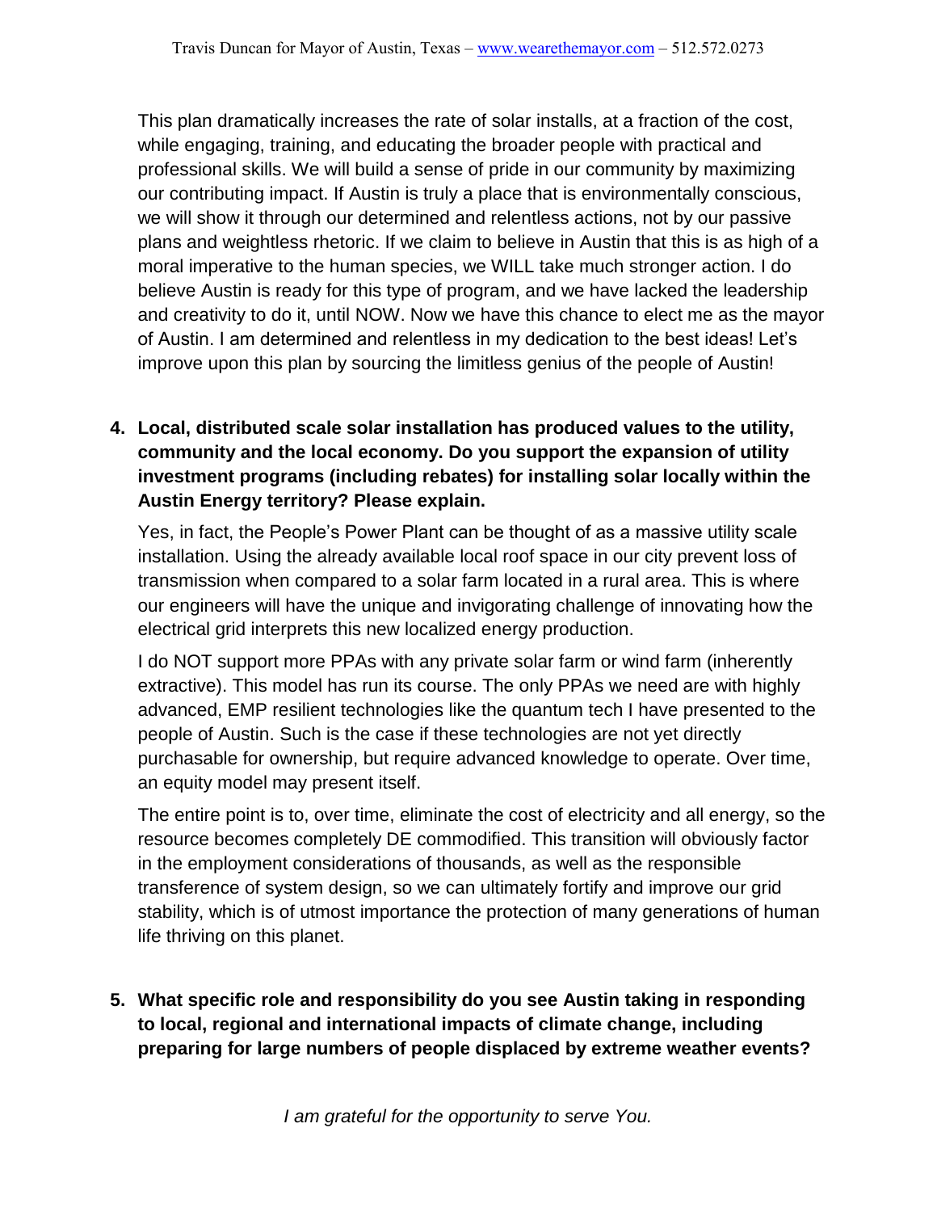This plan dramatically increases the rate of solar installs, at a fraction of the cost, while engaging, training, and educating the broader people with practical and professional skills. We will build a sense of pride in our community by maximizing our contributing impact. If Austin is truly a place that is environmentally conscious, we will show it through our determined and relentless actions, not by our passive plans and weightless rhetoric. If we claim to believe in Austin that this is as high of a moral imperative to the human species, we WILL take much stronger action. I do believe Austin is ready for this type of program, and we have lacked the leadership and creativity to do it, until NOW. Now we have this chance to elect me as the mayor of Austin. I am determined and relentless in my dedication to the best ideas! Let's improve upon this plan by sourcing the limitless genius of the people of Austin!

4. **Local, distributed scale solar installation has produced values to the utility, community and the local economy. Do you support the expansion of utility investment programs (including rebates) for installing solar locally within the Austin Energy territory? Please explain.**

   Yes, in fact, the People's Power Plant can be thought of as a massive utility scale installation. Using the already available local roof space in our city prevent loss of transmission when compared to a solar farm located in a rural area. This is where our engineers will have the unique and invigorating challenge of innovating how the electrical grid interprets this new localized energy production.

   I do NOT support more PPAs with any private solar farm or wind farm (inherently extractive). This model has run its course. The only PPAs we need are with highly advanced, EMP resilient technologies like the quantum tech I have presented to the people of Austin. Such is the case if these technologies are not yet directly purchasable for ownership, but require advanced knowledge to operate. Over time, an equity model may present itself.

   The entire point is to, over time, eliminate the cost of electricity and all energy, so the resource becomes completely DE commodified. This transition will obviously factor in the employment considerations of thousands, as well as the responsible transference of system design, so we can ultimately fortify and improve our grid stability, which is of utmost importance the protection of many generations of human life thriving on this planet.

5. **What specific role and responsibility do you see Austin taking in responding to local, regional and international impacts of climate change, including preparing for large numbers of people displaced by extreme weather events?**

*I am grateful for the opportunity to serve You.*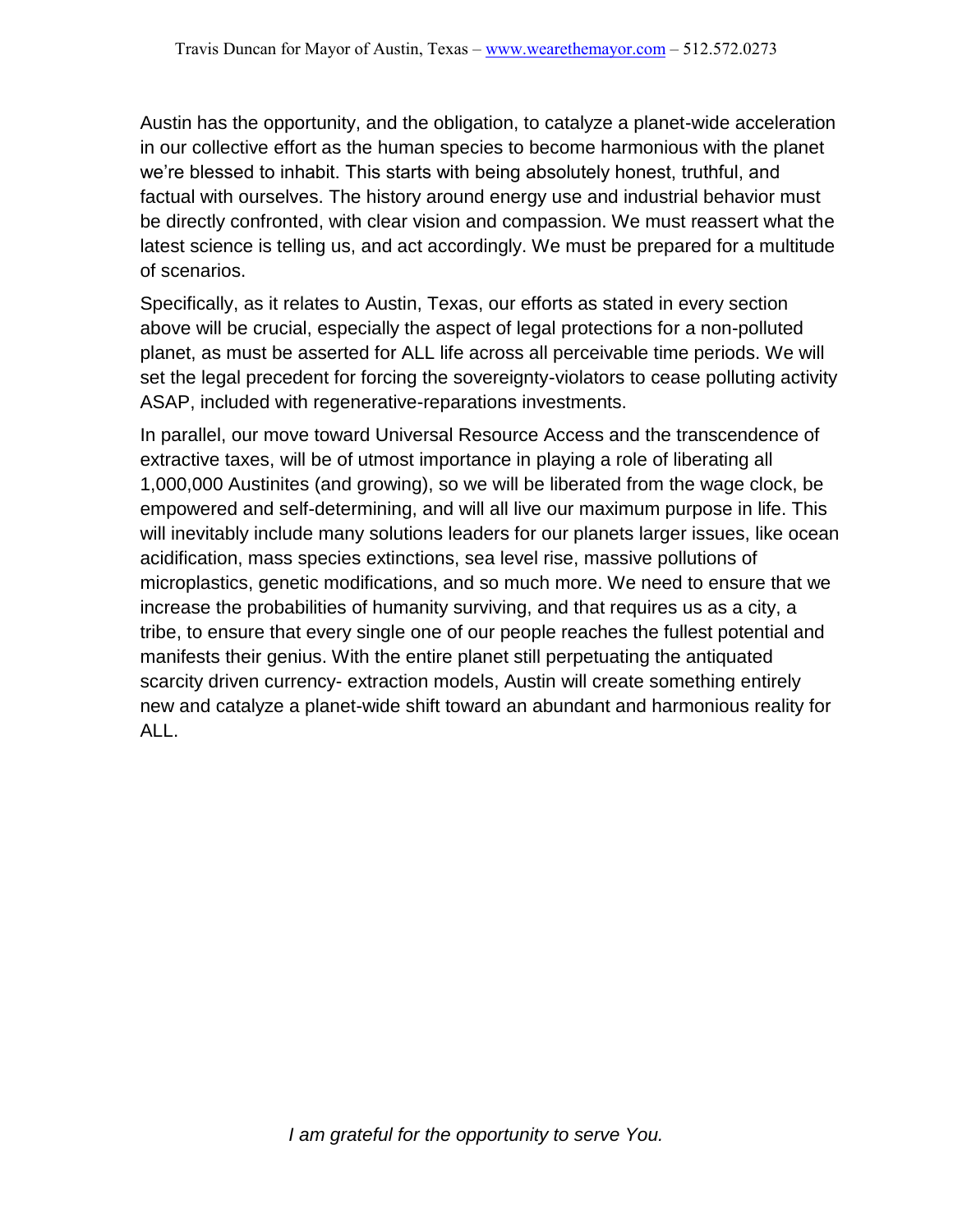Austin has the opportunity, and the obligation, to catalyze a planet-wide acceleration in our collective effort as the human species to become harmonious with the planet we're blessed to inhabit. This starts with being absolutely honest, truthful, and factual with ourselves. The history around energy use and industrial behavior must be directly confronted, with clear vision and compassion. We must reassert what the latest science is telling us, and act accordingly. We must be prepared for a multitude of scenarios.

Specifically, as it relates to Austin, Texas, our efforts as stated in every section above will be crucial, especially the aspect of legal protections for a non-polluted planet, as must be asserted for ALL life across all perceivable time periods. We will set the legal precedent for forcing the sovereignty-violators to cease polluting activity ASAP, included with regenerative-reparations investments.

In parallel, our move toward Universal Resource Access and the transcendence of extractive taxes, will be of utmost importance in playing a role of liberating all 1,000,000 Austinites (and growing), so we will be liberated from the wage clock, be empowered and self-determining, and will all live our maximum purpose in life. This will inevitably include many solutions leaders for our planets larger issues, like ocean acidification, mass species extinctions, sea level rise, massive pollutions of microplastics, genetic modifications, and so much more. We need to ensure that we increase the probabilities of humanity surviving, and that requires us as a city, a tribe, to ensure that every single one of our people reaches the fullest potential and manifests their genius. With the entire planet still perpetuating the antiquated scarcity driven currency- extraction models, Austin will create something entirely new and catalyze a planet-wide shift toward an abundant and harmonious reality for ALL.

*I am grateful for the opportunity to serve You.*